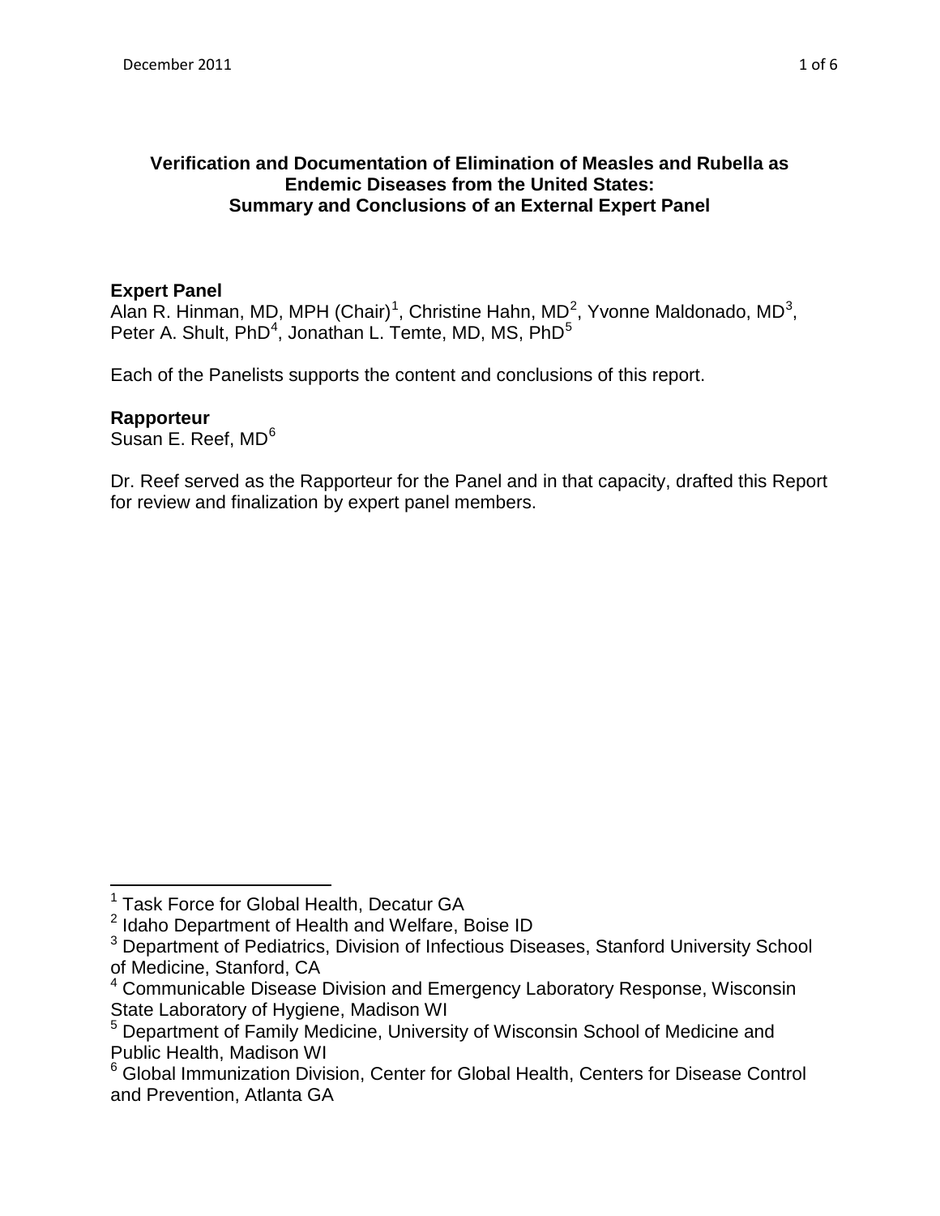# Verification and Documentation of Elimination of Measles and Rubella as Endemic Diseases from the United States: Summary and Conclusions of an External Expert Panel

**Expert Panel**
Alan R. Hinman, MD, MPH (Chair)[1], Christine Hahn, MD[2], Yvonne Maldonado, MD[3], Peter A. Shult, PhD[4], Jonathan L. Temte, MD, MS, PhD[5]

Each of the Panelists supports the content and conclusions of this report.

**Rapporteur**
Susan E. Reef, MD[6]

Dr. Reef served as the Rapporteur for the Panel and in that capacity, drafted this Report for review and finalization by expert panel members.

---

[1] Task Force for Global Health, Decatur GA
[2] Idaho Department of Health and Welfare, Boise ID
[3] Department of Pediatrics, Division of Infectious Diseases, Stanford University School of Medicine, Stanford, CA
[4] Communicable Disease Division and Emergency Laboratory Response, Wisconsin State Laboratory of Hygiene, Madison WI
[5] Department of Family Medicine, University of Wisconsin School of Medicine and Public Health, Madison WI
[6] Global Immunization Division, Center for Global Health, Centers for Disease Control and Prevention, Atlanta GA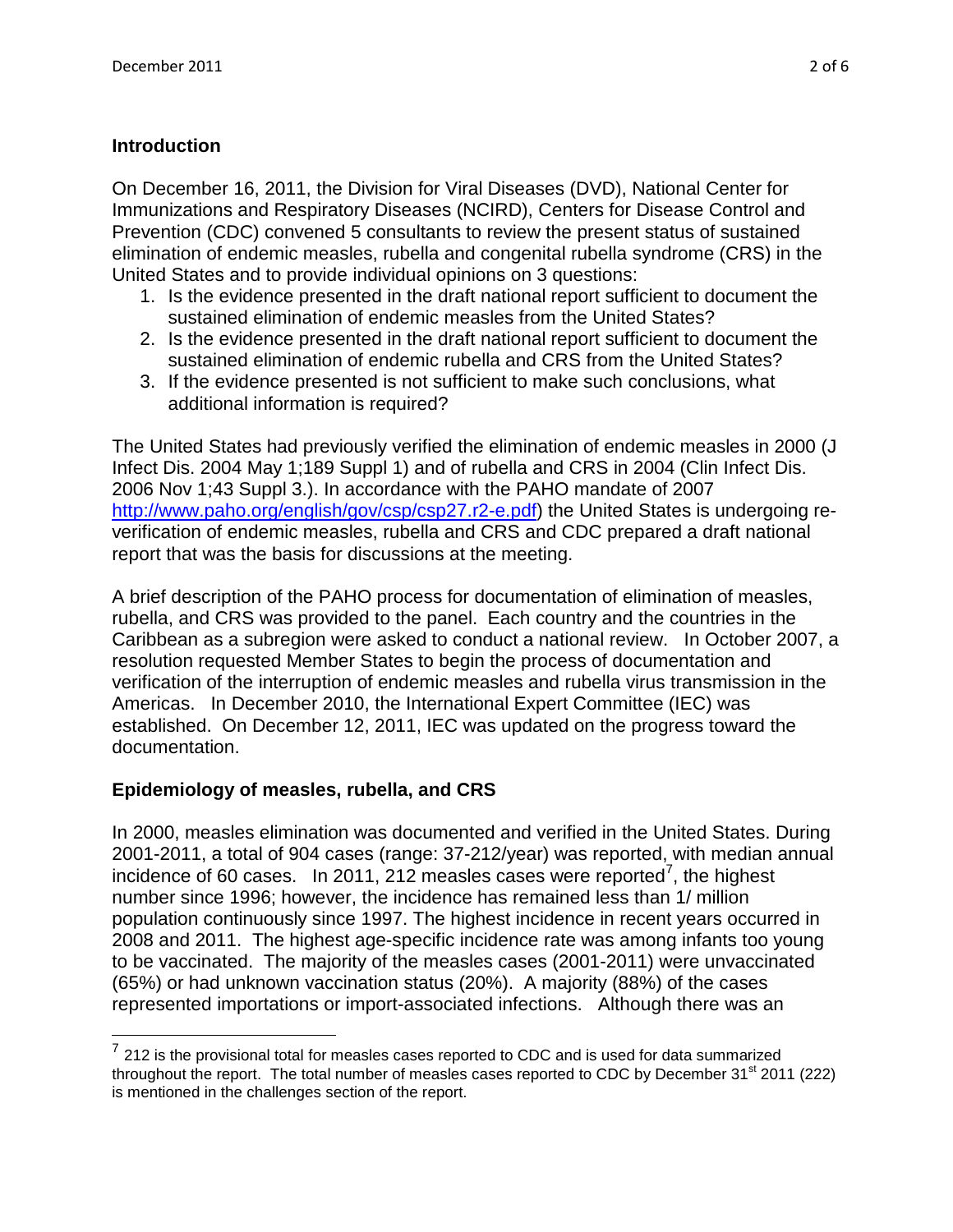## Introduction

On December 16, 2011, the Division for Viral Diseases (DVD), National Center for Immunizations and Respiratory Diseases (NCIRD), Centers for Disease Control and Prevention (CDC) convened 5 consultants to review the present status of sustained elimination of endemic measles, rubella and congenital rubella syndrome (CRS) in the United States and to provide individual opinions on 3 questions:

1. Is the evidence presented in the draft national report sufficient to document the sustained elimination of endemic measles from the United States?
2. Is the evidence presented in the draft national report sufficient to document the sustained elimination of endemic rubella and CRS from the United States?
3. If the evidence presented is not sufficient to make such conclusions, what additional information is required?

The United States had previously verified the elimination of endemic measles in 2000 (J Infect Dis. 2004 May 1;189 Suppl 1) and of rubella and CRS in 2004 (Clin Infect Dis. 2006 Nov 1;43 Suppl 3.). In accordance with the PAHO mandate of 2007 http://www.paho.org/english/gov/csp/csp27.r2-e.pdf) the United States is undergoing re-verification of endemic measles, rubella and CRS and CDC prepared a draft national report that was the basis for discussions at the meeting.

A brief description of the PAHO process for documentation of elimination of measles, rubella, and CRS was provided to the panel. Each country and the countries in the Caribbean as a subregion were asked to conduct a national review. In October 2007, a resolution requested Member States to begin the process of documentation and verification of the interruption of endemic measles and rubella virus transmission in the Americas. In December 2010, the International Expert Committee (IEC) was established. On December 12, 2011, IEC was updated on the progress toward the documentation.

## Epidemiology of measles, rubella, and CRS

In 2000, measles elimination was documented and verified in the United States. During 2001-2011, a total of 904 cases (range: 37-212/year) was reported, with median annual incidence of 60 cases. In 2011, 212 measles cases were reported[7], the highest number since 1996; however, the incidence has remained less than 1/ million population continuously since 1997. The highest incidence in recent years occurred in 2008 and 2011. The highest age-specific incidence rate was among infants too young to be vaccinated. The majority of the measles cases (2001-2011) were unvaccinated (65%) or had unknown vaccination status (20%). A majority (88%) of the cases represented importations or import-associated infections. Although there was an

---

[7] 212 is the provisional total for measles cases reported to CDC and is used for data summarized throughout the report. The total number of measles cases reported to CDC by December 31st 2011 (222) is mentioned in the challenges section of the report.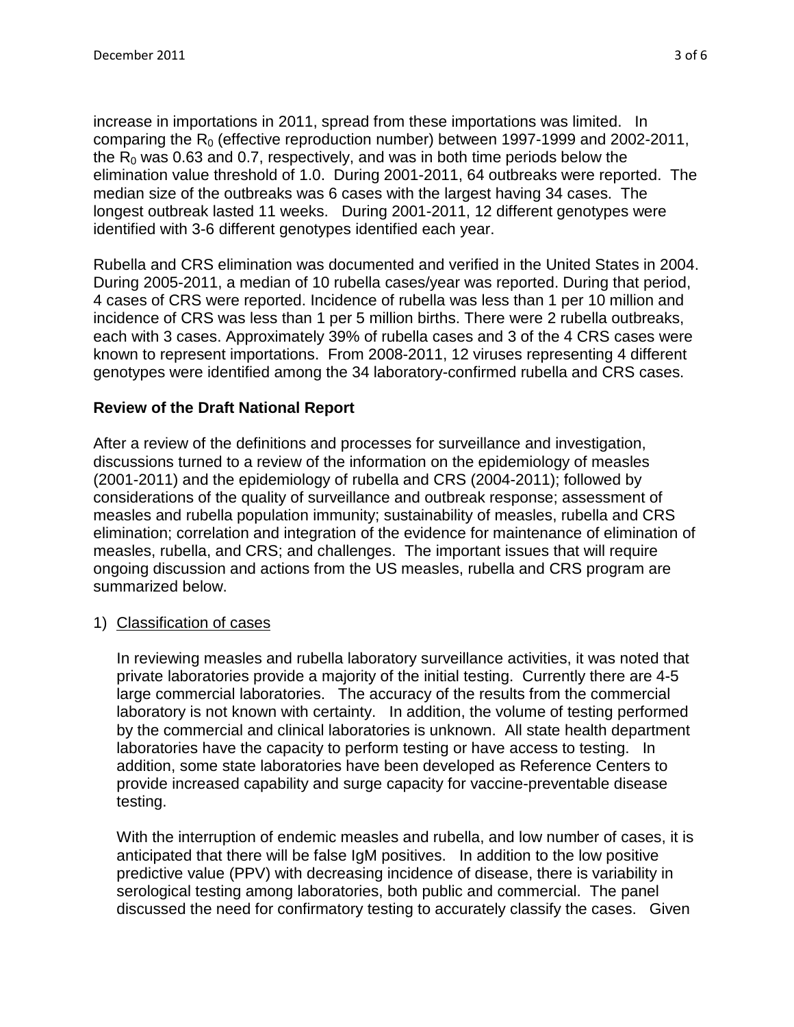increase in importations in 2011, spread from these importations was limited. In comparing the $R_0$ (effective reproduction number) between 1997-1999 and 2002-2011, the $R_0$ was 0.63 and 0.7, respectively, and was in both time periods below the elimination value threshold of 1.0. During 2001-2011, 64 outbreaks were reported. The median size of the outbreaks was 6 cases with the largest having 34 cases. The longest outbreak lasted 11 weeks. During 2001-2011, 12 different genotypes were identified with 3-6 different genotypes identified each year.

Rubella and CRS elimination was documented and verified in the United States in 2004. During 2005-2011, a median of 10 rubella cases/year was reported. During that period, 4 cases of CRS were reported. Incidence of rubella was less than 1 per 10 million and incidence of CRS was less than 1 per 5 million births. There were 2 rubella outbreaks, each with 3 cases. Approximately 39% of rubella cases and 3 of the 4 CRS cases were known to represent importations. From 2008-2011, 12 viruses representing 4 different genotypes were identified among the 34 laboratory-confirmed rubella and CRS cases.

**Review of the Draft National Report**

After a review of the definitions and processes for surveillance and investigation, discussions turned to a review of the information on the epidemiology of measles (2001-2011) and the epidemiology of rubella and CRS (2004-2011); followed by considerations of the quality of surveillance and outbreak response; assessment of measles and rubella population immunity; sustainability of measles, rubella and CRS elimination; correlation and integration of the evidence for maintenance of elimination of measles, rubella, and CRS; and challenges. The important issues that will require ongoing discussion and actions from the US measles, rubella and CRS program are summarized below.

1) Classification of cases

   In reviewing measles and rubella laboratory surveillance activities, it was noted that private laboratories provide a majority of the initial testing. Currently there are 4-5 large commercial laboratories. The accuracy of the results from the commercial laboratory is not known with certainty. In addition, the volume of testing performed by the commercial and clinical laboratories is unknown. All state health department laboratories have the capacity to perform testing or have access to testing. In addition, some state laboratories have been developed as Reference Centers to provide increased capability and surge capacity for vaccine-preventable disease testing.

   With the interruption of endemic measles and rubella, and low number of cases, it is anticipated that there will be false IgM positives. In addition to the low positive predictive value (PPV) with decreasing incidence of disease, there is variability in serological testing among laboratories, both public and commercial. The panel discussed the need for confirmatory testing to accurately classify the cases. Given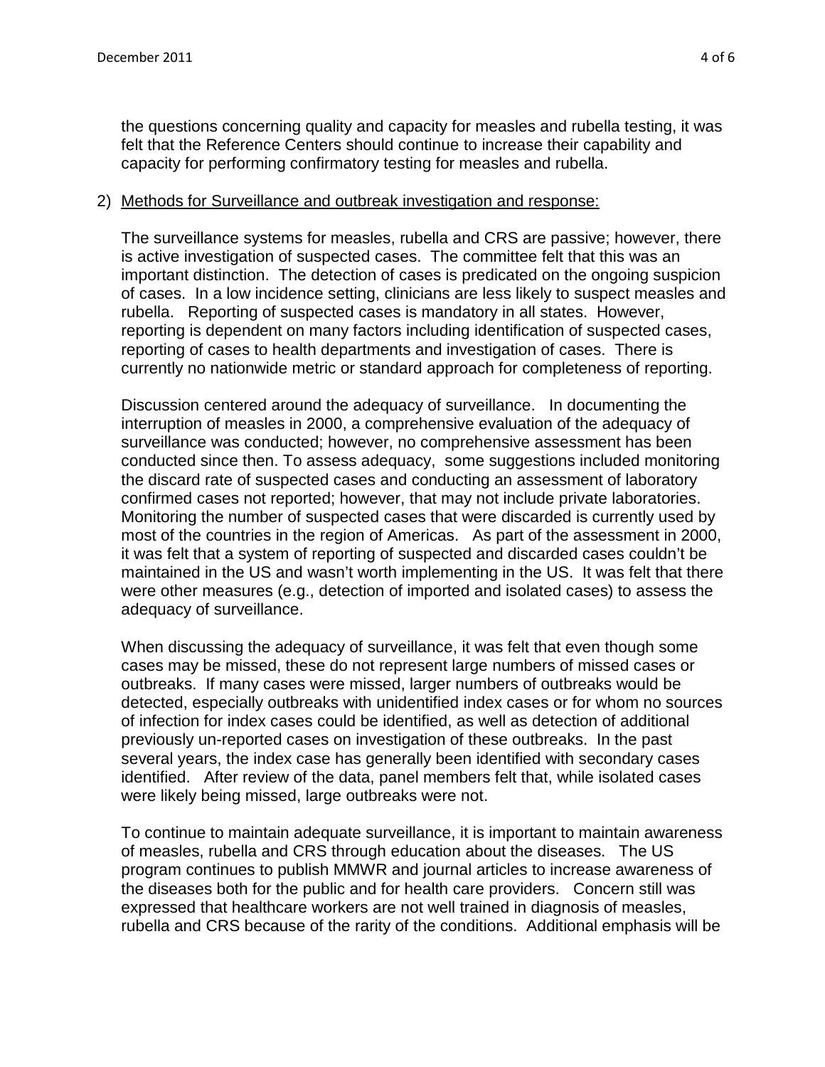the questions concerning quality and capacity for measles and rubella testing, it was felt that the Reference Centers should continue to increase their capability and capacity for performing confirmatory testing for measles and rubella.

2) <u>Methods for Surveillance and outbreak investigation and response:</u>

   The surveillance systems for measles, rubella and CRS are passive; however, there is active investigation of suspected cases. The committee felt that this was an important distinction. The detection of cases is predicated on the ongoing suspicion of cases. In a low incidence setting, clinicians are less likely to suspect measles and rubella. Reporting of suspected cases is mandatory in all states. However, reporting is dependent on many factors including identification of suspected cases, reporting of cases to health departments and investigation of cases. There is currently no nationwide metric or standard approach for completeness of reporting.

   Discussion centered around the adequacy of surveillance. In documenting the interruption of measles in 2000, a comprehensive evaluation of the adequacy of surveillance was conducted; however, no comprehensive assessment has been conducted since then. To assess adequacy, some suggestions included monitoring the discard rate of suspected cases and conducting an assessment of laboratory confirmed cases not reported; however, that may not include private laboratories. Monitoring the number of suspected cases that were discarded is currently used by most of the countries in the region of Americas. As part of the assessment in 2000, it was felt that a system of reporting of suspected and discarded cases couldn't be maintained in the US and wasn't worth implementing in the US. It was felt that there were other measures (e.g., detection of imported and isolated cases) to assess the adequacy of surveillance.

   When discussing the adequacy of surveillance, it was felt that even though some cases may be missed, these do not represent large numbers of missed cases or outbreaks. If many cases were missed, larger numbers of outbreaks would be detected, especially outbreaks with unidentified index cases or for whom no sources of infection for index cases could be identified, as well as detection of additional previously un-reported cases on investigation of these outbreaks. In the past several years, the index case has generally been identified with secondary cases identified. After review of the data, panel members felt that, while isolated cases were likely being missed, large outbreaks were not.

   To continue to maintain adequate surveillance, it is important to maintain awareness of measles, rubella and CRS through education about the diseases. The US program continues to publish MMWR and journal articles to increase awareness of the diseases both for the public and for health care providers. Concern still was expressed that healthcare workers are not well trained in diagnosis of measles, rubella and CRS because of the rarity of the conditions. Additional emphasis will be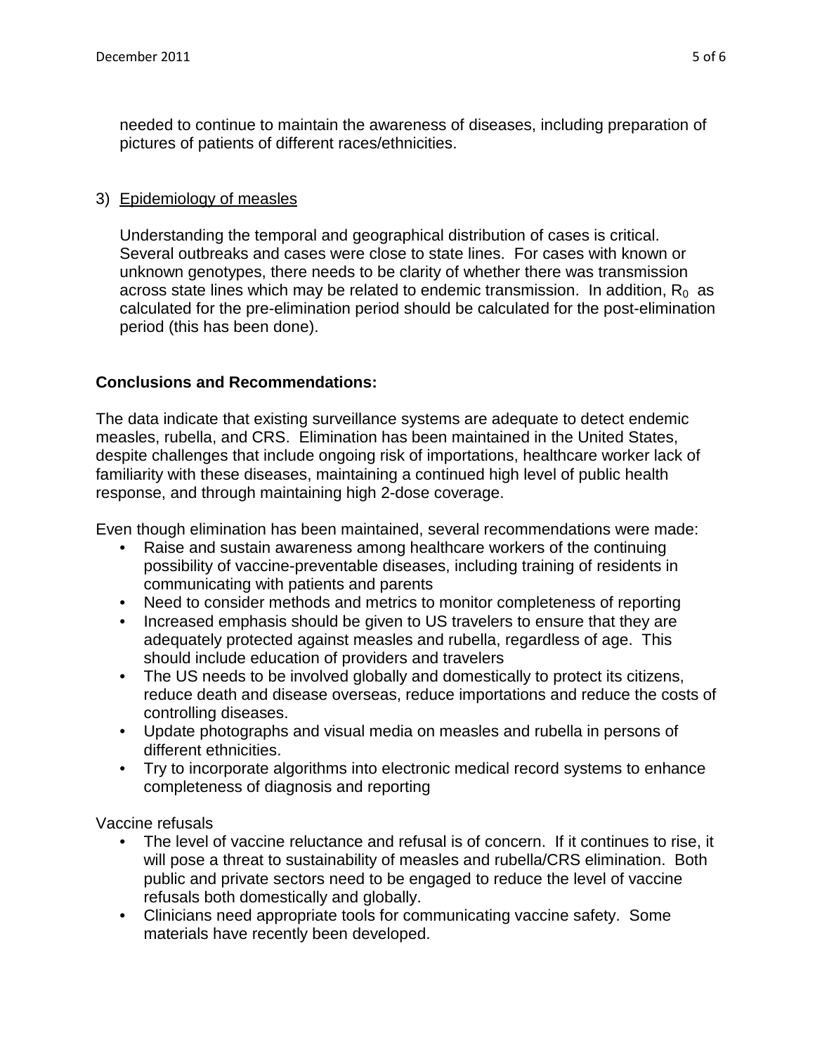needed to continue to maintain the awareness of diseases, including preparation of pictures of patients of different races/ethnicities.

3) Epidemiology of measles

Understanding the temporal and geographical distribution of cases is critical. Several outbreaks and cases were close to state lines. For cases with known or unknown genotypes, there needs to be clarity of whether there was transmission across state lines which may be related to endemic transmission. In addition, $R_0$ as calculated for the pre-elimination period should be calculated for the post-elimination period (this has been done).

**Conclusions and Recommendations:**

The data indicate that existing surveillance systems are adequate to detect endemic measles, rubella, and CRS. Elimination has been maintained in the United States, despite challenges that include ongoing risk of importations, healthcare worker lack of familiarity with these diseases, maintaining a continued high level of public health response, and through maintaining high 2-dose coverage.

Even though elimination has been maintained, several recommendations were made:

- Raise and sustain awareness among healthcare workers of the continuing possibility of vaccine-preventable diseases, including training of residents in communicating with patients and parents
- Need to consider methods and metrics to monitor completeness of reporting
- Increased emphasis should be given to US travelers to ensure that they are adequately protected against measles and rubella, regardless of age. This should include education of providers and travelers
- The US needs to be involved globally and domestically to protect its citizens, reduce death and disease overseas, reduce importations and reduce the costs of controlling diseases.
- Update photographs and visual media on measles and rubella in persons of different ethnicities.
- Try to incorporate algorithms into electronic medical record systems to enhance completeness of diagnosis and reporting

Vaccine refusals

- The level of vaccine reluctance and refusal is of concern. If it continues to rise, it will pose a threat to sustainability of measles and rubella/CRS elimination. Both public and private sectors need to be engaged to reduce the level of vaccine refusals both domestically and globally.
- Clinicians need appropriate tools for communicating vaccine safety. Some materials have recently been developed.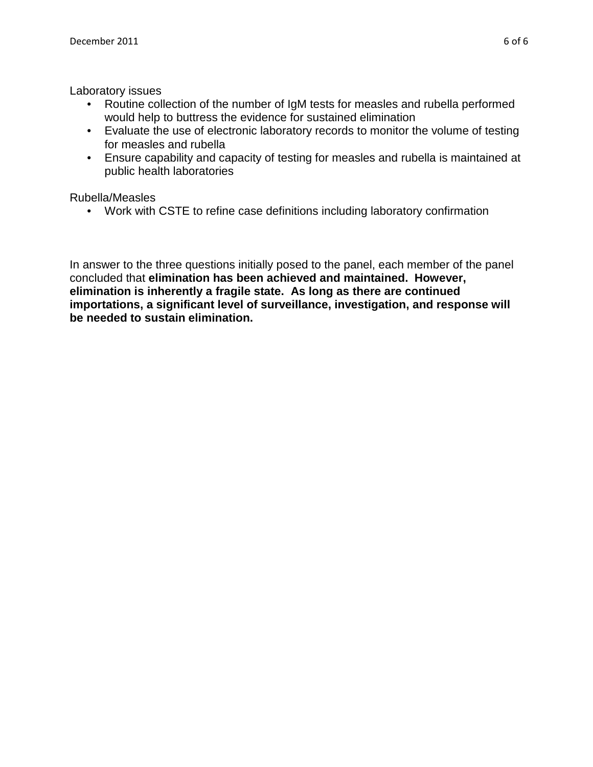Laboratory issues

- Routine collection of the number of IgM tests for measles and rubella performed would help to buttress the evidence for sustained elimination
- Evaluate the use of electronic laboratory records to monitor the volume of testing for measles and rubella
- Ensure capability and capacity of testing for measles and rubella is maintained at public health laboratories

Rubella/Measles

- Work with CSTE to refine case definitions including laboratory confirmation

In answer to the three questions initially posed to the panel, each member of the panel concluded that **elimination has been achieved and maintained. However, elimination is inherently a fragile state. As long as there are continued importations, a significant level of surveillance, investigation, and response will be needed to sustain elimination.**